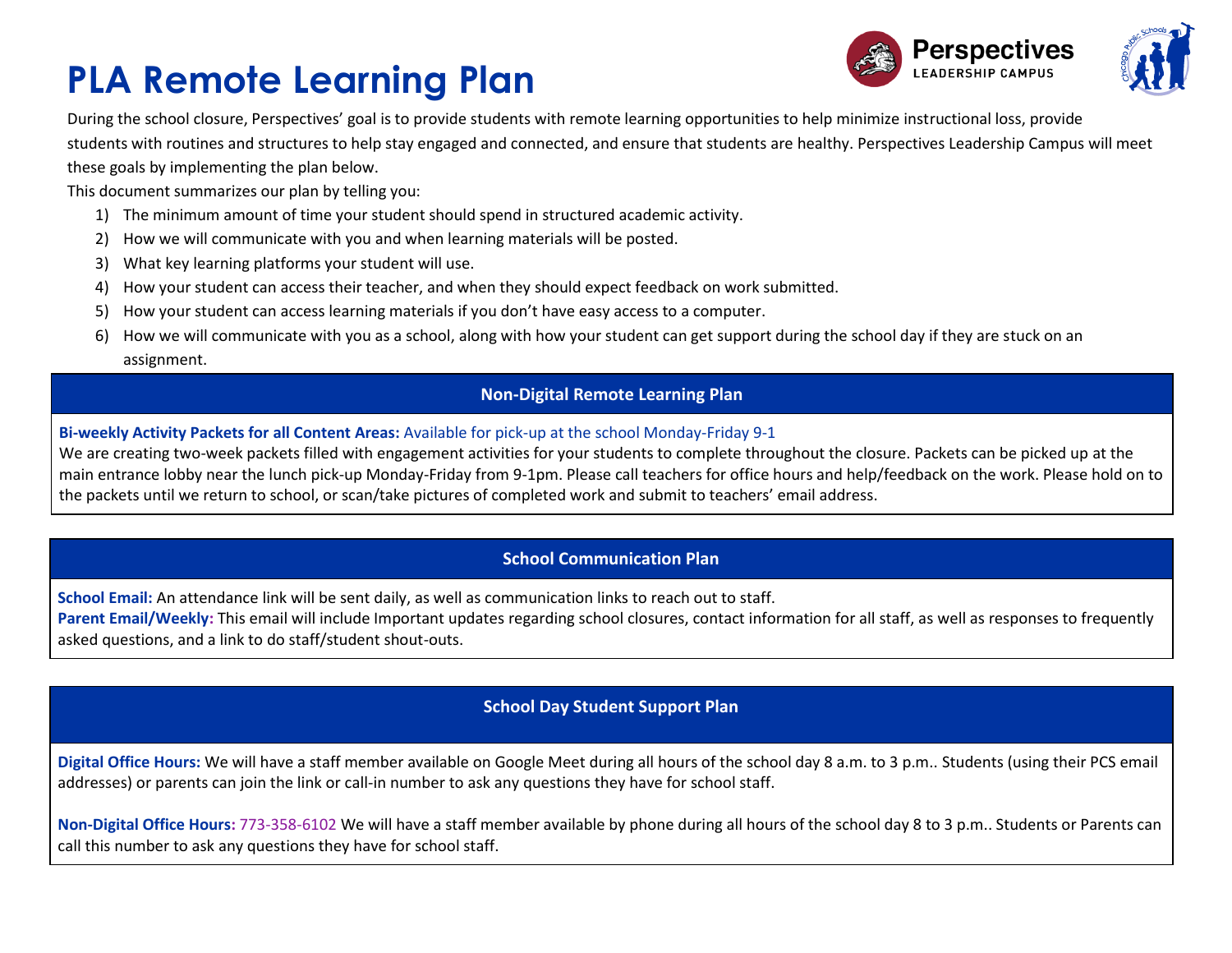# PLA Remote Learning Plan

Perspectives LEADERSHIP CAMPUS

During the school closure, Perspectives' goal is to provide students with remote learning opportunities to help minimize instructional loss, provide students with routines and structures to help stay engaged and connected, and ensure that students are healthy. Perspectives Leadership Campus will meet these goals by implementing the plan below.

This document summarizes our plan by telling you:

1) The minimum amount of time your student should spend in structured academic activity.
2) How we will communicate with you and when learning materials will be posted.
3) What key learning platforms your student will use.
4) How your student can access their teacher, and when they should expect feedback on work submitted.
5) How your student can access learning materials if you don't have easy access to a computer.
6) How we will communicate with you as a school, along with how your student can get support during the school day if they are stuck on an assignment.

## Non-Digital Remote Learning Plan

**Bi-weekly Activity Packets for all Content Areas:** Available for pick-up at the school Monday-Friday 9-1

We are creating two-week packets filled with engagement activities for your students to complete throughout the closure. Packets can be picked up at the main entrance lobby near the lunch pick-up Monday-Friday from 9-1pm. Please call teachers for office hours and help/feedback on the work. Please hold on to the packets until we return to school, or scan/take pictures of completed work and submit to teachers' email address.

## School Communication Plan

**School Email:** An attendance link will be sent daily, as well as communication links to reach out to staff.

**Parent Email/Weekly:** This email will include Important updates regarding school closures, contact information for all staff, as well as responses to frequently asked questions, and a link to do staff/student shout-outs.

## School Day Student Support Plan

**Digital Office Hours:** We will have a staff member available on Google Meet during all hours of the school day 8 a.m. to 3 p.m.. Students (using their PCS email addresses) or parents can join the link or call-in number to ask any questions they have for school staff.

**Non-Digital Office Hours:** 773-358-6102 We will have a staff member available by phone during all hours of the school day 8 to 3 p.m.. Students or Parents can call this number to ask any questions they have for school staff.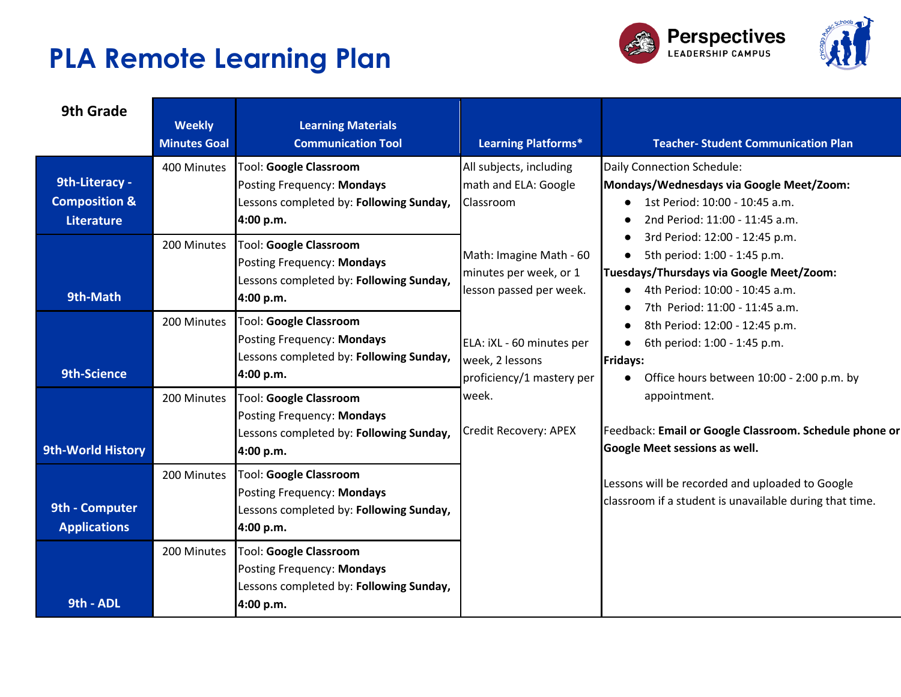# PLA Remote Learning Plan

Perspectives LEADERSHIP CAMPUS

| 9th Grade | Weekly Minutes Goal | Learning Materials Communication Tool | Learning Platforms* | Teacher- Student Communication Plan |
|---|---|---|---|---|
| 9th-Literacy - Composition & Literature | 400 Minutes | Tool: **Google Classroom**<br>Posting Frequency: **Mondays**<br>Lessons completed by: **Following Sunday, 4:00 p.m.** | All subjects, including math and ELA: Google Classroom<br><br>Math: Imagine Math - 60 minutes per week, or 1 lesson passed per week.<br><br>ELA: iXL - 60 minutes per week, 2 lessons proficiency/1 mastery per week.<br><br>Credit Recovery: APEX | Daily Connection Schedule:<br>**Mondays/Wednesdays via Google Meet/Zoom:**<br>● 1st Period: 10:00 - 10:45 a.m.<br>● 2nd Period: 11:00 - 11:45 a.m.<br>● 3rd Period: 12:00 - 12:45 p.m.<br>● 5th period: 1:00 - 1:45 p.m.<br>**Tuesdays/Thursdays via Google Meet/Zoom:**<br>● 4th Period: 10:00 - 10:45 a.m.<br>● 7th Period: 11:00 - 11:45 a.m.<br>● 8th Period: 12:00 - 12:45 p.m.<br>● 6th period: 1:00 - 1:45 p.m.<br>**Fridays:**<br>● Office hours between 10:00 - 2:00 p.m. by appointment.<br><br>Feedback: **Email or Google Classroom. Schedule phone or Google Meet sessions as well.**<br><br>Lessons will be recorded and uploaded to Google classroom if a student is unavailable during that time. |
| 9th-Math | 200 Minutes | Tool: **Google Classroom**<br>Posting Frequency: **Mondays**<br>Lessons completed by: **Following Sunday, 4:00 p.m.** | | |
| 9th-Science | 200 Minutes | Tool: **Google Classroom**<br>Posting Frequency: **Mondays**<br>Lessons completed by: **Following Sunday, 4:00 p.m.** | | |
| 9th-World History | 200 Minutes | Tool: **Google Classroom**<br>Posting Frequency: **Mondays**<br>Lessons completed by: **Following Sunday, 4:00 p.m.** | | |
| 9th - Computer Applications | 200 Minutes | Tool: **Google Classroom**<br>Posting Frequency: **Mondays**<br>Lessons completed by: **Following Sunday, 4:00 p.m.** | | |
| 9th - ADL | 200 Minutes | Tool: **Google Classroom**<br>Posting Frequency: **Mondays**<br>Lessons completed by: **Following Sunday, 4:00 p.m.** | | |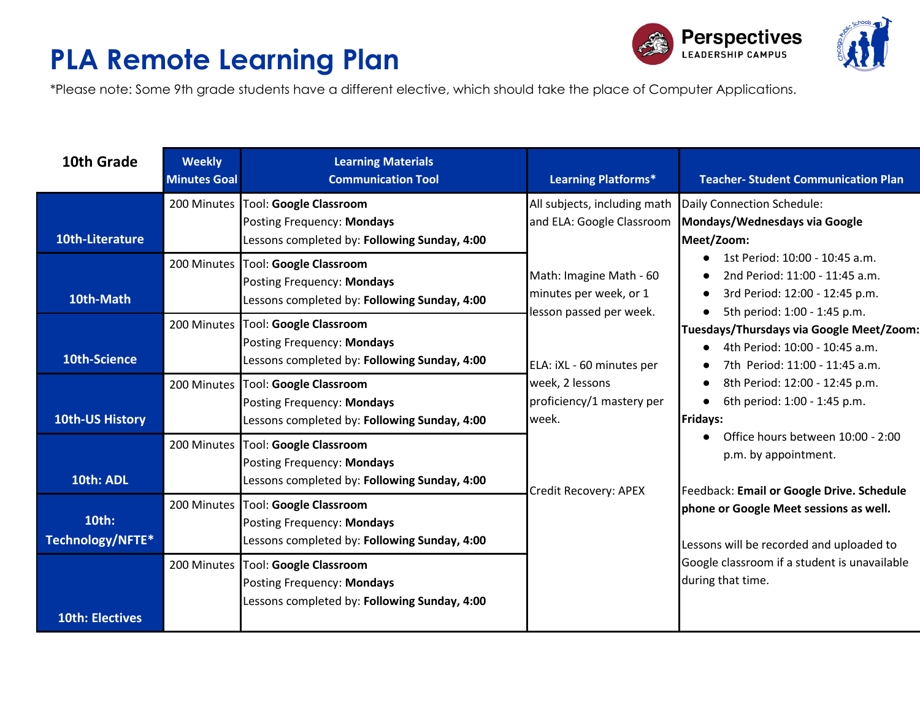# PLA Remote Learning Plan

Perspectives LEADERSHIP CAMPUS

*Please note: Some 9th grade students have a different elective, which should take the place of Computer Applications.

| 10th Grade | Weekly Minutes Goal | Learning Materials Communication Tool | Learning Platforms* | Teacher- Student Communication Plan |
|---|---|---|---|---|
| 10th-Literature | 200 Minutes | Tool: **Google Classroom**<br>Posting Frequency: **Mondays**<br>Lessons completed by: **Following Sunday, 4:00** | All subjects, including math and ELA: Google Classroom<br><br>Math: Imagine Math - 60 minutes per week, or 1 lesson passed per week.<br><br>ELA: iXL - 60 minutes per week, 2 lessons proficiency/1 mastery per week.<br><br>Credit Recovery: APEX | Daily Connection Schedule:<br>**Mondays/Wednesdays via Google Meet/Zoom:**<br>• 1st Period: 10:00 - 10:45 a.m.<br>• 2nd Period: 11:00 - 11:45 a.m.<br>• 3rd Period: 12:00 - 12:45 p.m.<br>• 5th period: 1:00 - 1:45 p.m.<br>**Tuesdays/Thursdays via Google Meet/Zoom:**<br>• 4th Period: 10:00 - 10:45 a.m.<br>• 7th Period: 11:00 - 11:45 a.m.<br>• 8th Period: 12:00 - 12:45 p.m.<br>• 6th period: 1:00 - 1:45 p.m.<br>**Fridays:**<br>• Office hours between 10:00 - 2:00 p.m. by appointment.<br><br>Feedback: **Email or Google Drive. Schedule phone or Google Meet sessions as well.**<br><br>Lessons will be recorded and uploaded to Google classroom if a student is unavailable during that time. |
| 10th-Math | 200 Minutes | Tool: **Google Classroom**<br>Posting Frequency: **Mondays**<br>Lessons completed by: **Following Sunday, 4:00** | | |
| 10th-Science | 200 Minutes | Tool: **Google Classroom**<br>Posting Frequency: **Mondays**<br>Lessons completed by: **Following Sunday, 4:00** | | |
| 10th-US History | 200 Minutes | Tool: **Google Classroom**<br>Posting Frequency: **Mondays**<br>Lessons completed by: **Following Sunday, 4:00** | | |
| 10th: ADL | 200 Minutes | Tool: **Google Classroom**<br>Posting Frequency: **Mondays**<br>Lessons completed by: **Following Sunday, 4:00** | | |
| 10th: Technology/NFTE* | 200 Minutes | Tool: **Google Classroom**<br>Posting Frequency: **Mondays**<br>Lessons completed by: **Following Sunday, 4:00** | | |
| 10th: Electives | 200 Minutes | Tool: **Google Classroom**<br>Posting Frequency: **Mondays**<br>Lessons completed by: **Following Sunday, 4:00** | | |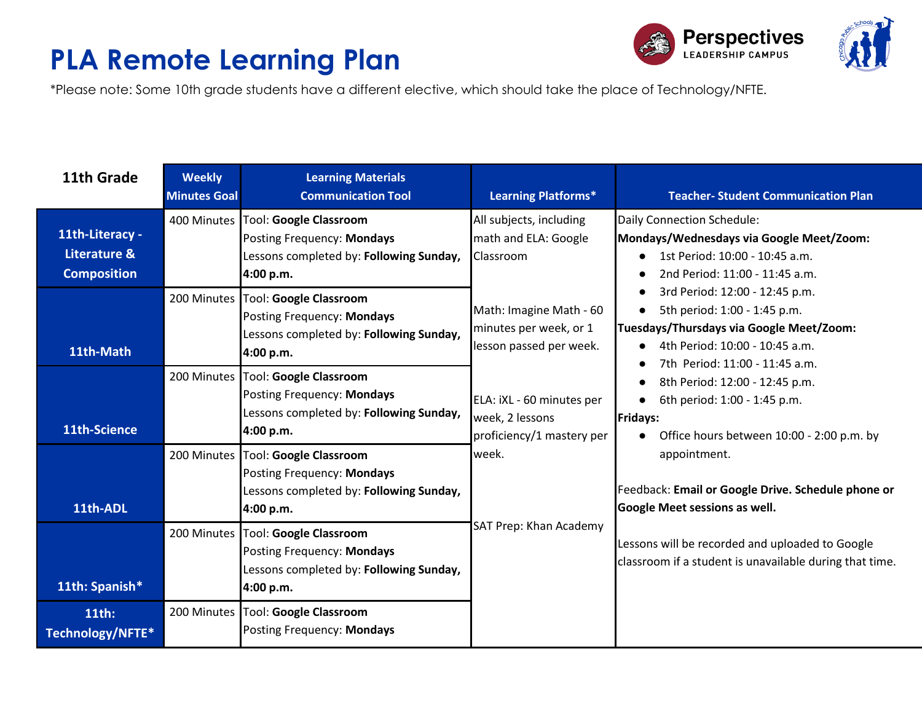# PLA Remote Learning Plan

*Please note: Some 10th grade students have a different elective, which should take the place of Technology/NFTE.

| 11th Grade | Weekly Minutes Goal | Learning Materials Communication Tool | Learning Platforms* | Teacher- Student Communication Plan |
|---|---|---|---|---|
| 11th-Literacy - Literature & Composition | 400 Minutes | Tool: **Google Classroom**<br>Posting Frequency: **Mondays**<br>Lessons completed by: **Following Sunday, 4:00 p.m.** | All subjects, including math and ELA: Google Classroom<br><br>Math: Imagine Math - 60 minutes per week, or 1 lesson passed per week.<br><br>ELA: iXL - 60 minutes per week, 2 lessons proficiency/1 mastery per week.<br><br>SAT Prep: Khan Academy | Daily Connection Schedule:<br>**Mondays/Wednesdays via Google Meet/Zoom:**<br>● 1st Period: 10:00 - 10:45 a.m.<br>● 2nd Period: 11:00 - 11:45 a.m.<br>● 3rd Period: 12:00 - 12:45 p.m.<br>● 5th period: 1:00 - 1:45 p.m.<br>**Tuesdays/Thursdays via Google Meet/Zoom:**<br>● 4th Period: 10:00 - 10:45 a.m.<br>● 7th Period: 11:00 - 11:45 a.m.<br>● 8th Period: 12:00 - 12:45 p.m.<br>● 6th period: 1:00 - 1:45 p.m.<br>**Fridays:**<br>● Office hours between 10:00 - 2:00 p.m. by appointment.<br><br>Feedback: **Email or Google Drive. Schedule phone or Google Meet sessions as well.**<br><br>Lessons will be recorded and uploaded to Google classroom if a student is unavailable during that time. |
| 11th-Math | 200 Minutes | Tool: **Google Classroom**<br>Posting Frequency: **Mondays**<br>Lessons completed by: **Following Sunday, 4:00 p.m.** | | |
| 11th-Science | 200 Minutes | Tool: **Google Classroom**<br>Posting Frequency: **Mondays**<br>Lessons completed by: **Following Sunday, 4:00 p.m.** | | |
| 11th-ADL | 200 Minutes | Tool: **Google Classroom**<br>Posting Frequency: **Mondays**<br>Lessons completed by: **Following Sunday, 4:00 p.m.** | | |
| 11th: Spanish* | 200 Minutes | Tool: **Google Classroom**<br>Posting Frequency: **Mondays**<br>Lessons completed by: **Following Sunday, 4:00 p.m.** | | |
| 11th: Technology/NFTE* | 200 Minutes | Tool: **Google Classroom**<br>Posting Frequency: **Mondays** | | |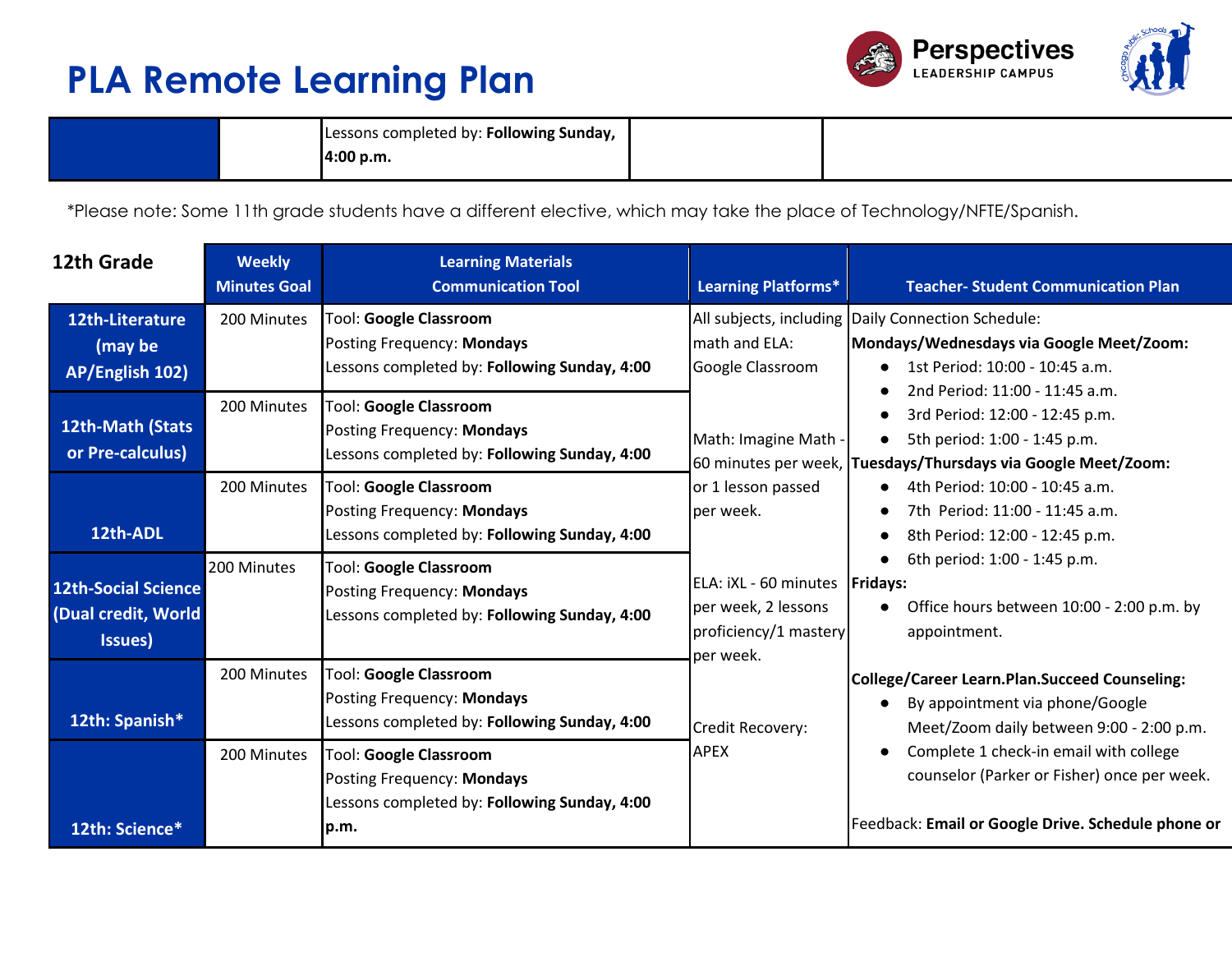# PLA Remote Learning Plan

| | | | | |
|---|---|---|---|---|
| | | Lessons completed by: **Following Sunday, 4:00 p.m.** | | |

*Please note: Some 11th grade students have a different elective, which may take the place of Technology/NFTE/Spanish.

| 12th Grade | Weekly Minutes Goal | Learning Materials Communication Tool | Learning Platforms* | Teacher- Student Communication Plan |
|---|---|---|---|---|
| **12th-Literature (may be AP/English 102)** | 200 Minutes | Tool: **Google Classroom**<br>Posting Frequency: **Mondays**<br>Lessons completed by: **Following Sunday, 4:00** | All subjects, including math and ELA: Google Classroom<br><br>Math: Imagine Math - 60 minutes per week, or 1 lesson passed per week.<br><br>ELA: iXL - 60 minutes per week, 2 lessons proficiency/1 mastery per week.<br><br>Credit Recovery: APEX | Daily Connection Schedule:<br>**Mondays/Wednesdays via Google Meet/Zoom:**<br>● 1st Period: 10:00 - 10:45 a.m.<br>● 2nd Period: 11:00 - 11:45 a.m.<br>● 3rd Period: 12:00 - 12:45 p.m.<br>● 5th period: 1:00 - 1:45 p.m.<br>**Tuesdays/Thursdays via Google Meet/Zoom:**<br>● 4th Period: 10:00 - 10:45 a.m.<br>● 7th Period: 11:00 - 11:45 a.m.<br>● 8th Period: 12:00 - 12:45 p.m.<br>● 6th period: 1:00 - 1:45 p.m.<br>**Fridays:**<br>● Office hours between 10:00 - 2:00 p.m. by appointment.<br><br>**College/Career Learn.Plan.Succeed Counseling:**<br>● By appointment via phone/Google Meet/Zoom daily between 9:00 - 2:00 p.m.<br>● Complete 1 check-in email with college counselor (Parker or Fisher) once per week.<br><br>Feedback: **Email or Google Drive. Schedule phone or** |
| **12th-Math (Stats or Pre-calculus)** | 200 Minutes | Tool: **Google Classroom**<br>Posting Frequency: **Mondays**<br>Lessons completed by: **Following Sunday, 4:00** | | |
| **12th-ADL** | 200 Minutes | Tool: **Google Classroom**<br>Posting Frequency: **Mondays**<br>Lessons completed by: **Following Sunday, 4:00** | | |
| **12th-Social Science (Dual credit, World Issues)** | 200 Minutes | Tool: **Google Classroom**<br>Posting Frequency: **Mondays**<br>Lessons completed by: **Following Sunday, 4:00** | | |
| **12th: Spanish*** | 200 Minutes | Tool: **Google Classroom**<br>Posting Frequency: **Mondays**<br>Lessons completed by: **Following Sunday, 4:00** | | |
| **12th: Science*** | 200 Minutes | Tool: **Google Classroom**<br>Posting Frequency: **Mondays**<br>Lessons completed by: **Following Sunday, 4:00 p.m.** | | |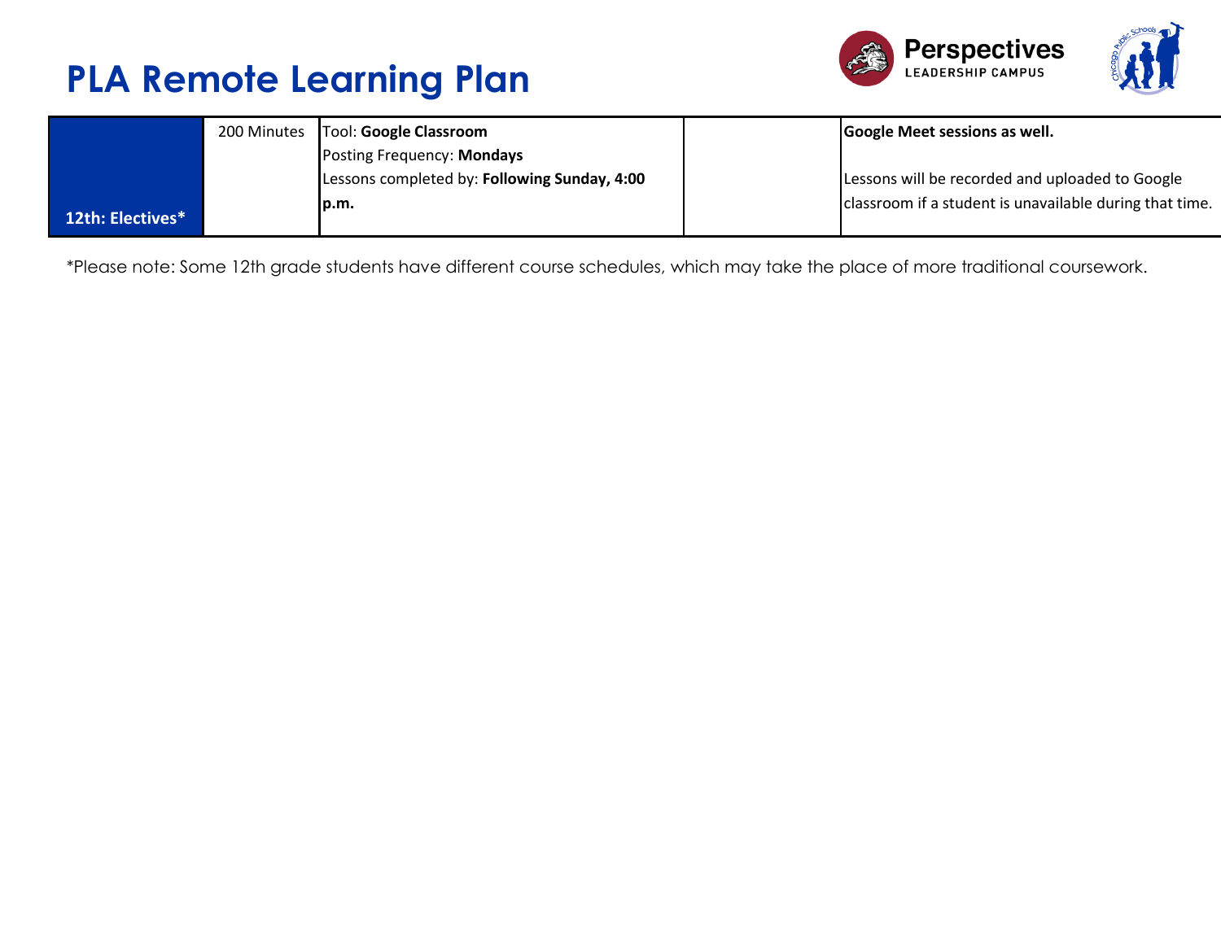# PLA Remote Learning Plan

| | | | | |
|---|---|---|---|---|
| **12th: Electives*** | 200 Minutes | Tool: **Google Classroom**<br>Posting Frequency: **Mondays**<br>Lessons completed by: **Following Sunday, 4:00 p.m.** | | **Google Meet sessions as well.**<br><br>Lessons will be recorded and uploaded to Google classroom if a student is unavailable during that time. |

*Please note: Some 12th grade students have different course schedules, which may take the place of more traditional coursework.